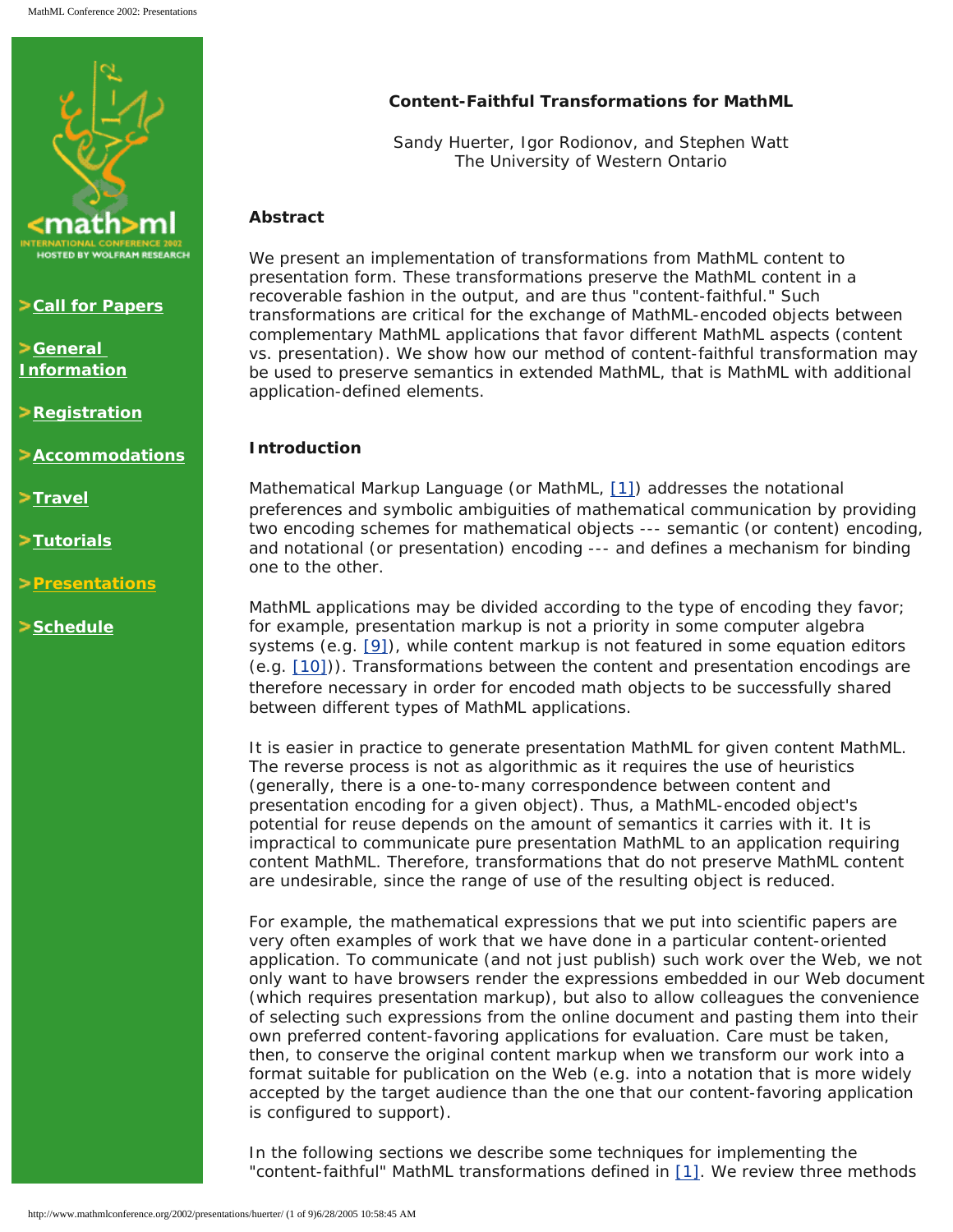# Content-Faithful Transformations for MathML

Sandy Huerter, Igor Rodionov, and Stephen Watt
The University of Western Ontario

## Abstract

We present an implementation of transformations from MathML content to presentation form. These transformations preserve the MathML content in a recoverable fashion in the output, and are thus "content-faithful." Such transformations are critical for the exchange of MathML-encoded objects between complementary MathML applications that favor different MathML aspects (content vs. presentation). We show how our method of content-faithful transformation may be used to preserve semantics in extended MathML, that is MathML with additional application-defined elements.

## Introduction

Mathematical Markup Language (or MathML, [1]) addresses the notational preferences and symbolic ambiguities of mathematical communication by providing two encoding schemes for mathematical objects --- semantic (or content) encoding, and notational (or presentation) encoding --- and defines a mechanism for binding one to the other.

MathML applications may be divided according to the type of encoding they favor; for example, presentation markup is not a priority in some computer algebra systems (e.g. [9]), while content markup is not featured in some equation editors (e.g. [10])). Transformations between the content and presentation encodings are therefore necessary in order for encoded math objects to be successfully shared between different types of MathML applications.

It is easier in practice to generate presentation MathML for given content MathML. The reverse process is not as algorithmic as it requires the use of heuristics (generally, there is a one-to-many correspondence between content and presentation encoding for a given object). Thus, a MathML-encoded object's potential for reuse depends on the amount of semantics it carries with it. It is impractical to communicate pure presentation MathML to an application requiring content MathML. Therefore, transformations that do not preserve MathML content are undesirable, since the range of use of the resulting object is reduced.

For example, the mathematical expressions that we put into scientific papers are very often examples of work that we have done in a particular content-oriented application. To communicate (and not just publish) such work over the Web, we not only want to have browsers render the expressions embedded in our Web document (which requires presentation markup), but also to allow colleagues the convenience of selecting such expressions from the online document and pasting them into their own preferred content-favoring applications for evaluation. Care must be taken, then, to conserve the original content markup when we transform our work into a format suitable for publication on the Web (e.g. into a notation that is more widely accepted by the target audience than the one that our content-favoring application is configured to support).

In the following sections we describe some techniques for implementing the "content-faithful" MathML transformations defined in [1]. We review three methods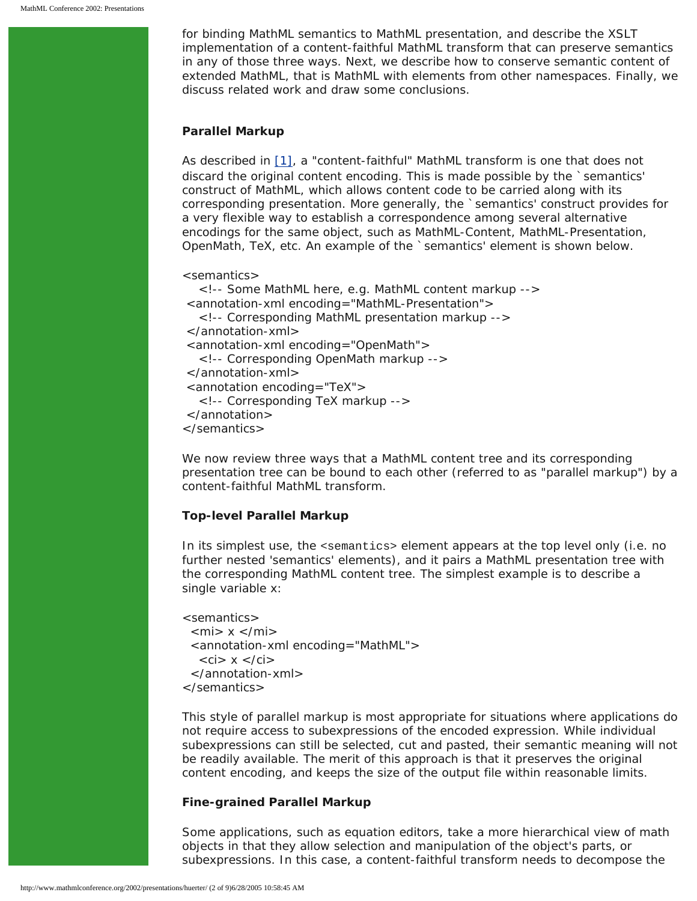for binding MathML semantics to MathML presentation, and describe the XSLT implementation of a content-faithful MathML transform that can preserve semantics in any of those three ways. Next, we describe how to conserve semantic content of extended MathML, that is MathML with elements from other namespaces. Finally, we discuss related work and draw some conclusions.

### Parallel Markup

As described in [1], a "content-faithful" MathML transform is one that does not discard the original content encoding. This is made possible by the `semantics' construct of MathML, which allows content code to be carried along with its corresponding presentation. More generally, the `semantics' construct provides for a very flexible way to establish a correspondence among several alternative encodings for the same object, such as MathML-Content, MathML-Presentation, OpenMath, TeX, etc. An example of the `semantics' element is shown below.

```
<semantics>
   <!-- Some MathML here, e.g. MathML content markup -->
 <annotation-xml encoding="MathML-Presentation">
   <!-- Corresponding MathML presentation markup -->
 </annotation-xml>
 <annotation-xml encoding="OpenMath">
   <!-- Corresponding OpenMath markup -->
 </annotation-xml>
 <annotation encoding="TeX">
   <!-- Corresponding TeX markup -->
 </annotation>
</semantics>
```

We now review three ways that a MathML content tree and its corresponding presentation tree can be bound to each other (referred to as "parallel markup") by a content-faithful MathML transform.

### Top-level Parallel Markup

In its simplest use, the `<semantics>` element appears at the top level only (i.e. no further nested 'semantics' elements), and it pairs a MathML presentation tree with the corresponding MathML content tree. The simplest example is to describe a single variable x:

```
<semantics>
  <mi> x </mi>
  <annotation-xml encoding="MathML">
    <ci> x </ci>
  </annotation-xml>
</semantics>
```

This style of parallel markup is most appropriate for situations where applications do not require access to subexpressions of the encoded expression. While individual subexpressions can still be selected, cut and pasted, their semantic meaning will not be readily available. The merit of this approach is that it preserves the original content encoding, and keeps the size of the output file within reasonable limits.

### Fine-grained Parallel Markup

Some applications, such as equation editors, take a more hierarchical view of math objects in that they allow selection and manipulation of the object's parts, or subexpressions. In this case, a content-faithful transform needs to decompose the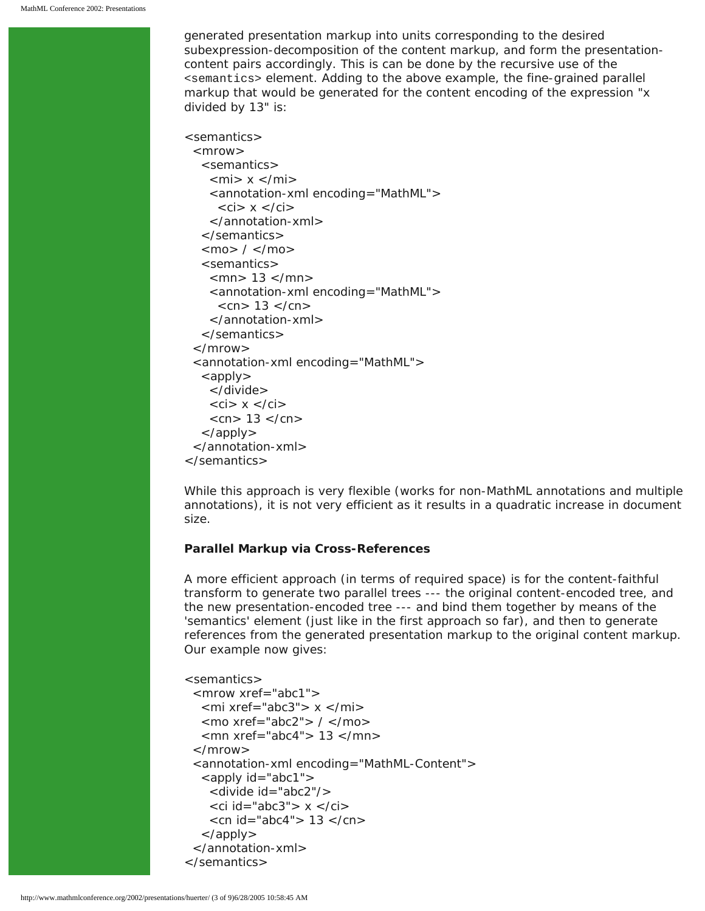generated presentation markup into units corresponding to the desired subexpression-decomposition of the content markup, and form the presentation-content pairs accordingly. This is can be done by the recursive use of the `<semantics>` element. Adding to the above example, the fine-grained parallel markup that would be generated for the content encoding of the expression "x divided by 13" is:

```
<semantics>
  <mrow>
    <semantics>
      <mi> x </mi>
      <annotation-xml encoding="MathML">
        <ci> x </ci>
      </annotation-xml>
    </semantics>
    <mo> / </mo>
    <semantics>
      <mn> 13 </mn>
      <annotation-xml encoding="MathML">
        <cn> 13 </cn>
      </annotation-xml>
    </semantics>
  </mrow>
  <annotation-xml encoding="MathML">
    <apply>
      </divide>
      <ci> x </ci>
      <cn> 13 </cn>
    </apply>
  </annotation-xml>
</semantics>
```

While this approach is very flexible (works for non-MathML annotations and multiple annotations), it is not very efficient as it results in a quadratic increase in document size.

**Parallel Markup via Cross-References**

A more efficient approach (in terms of required space) is for the content-faithful transform to generate two parallel trees --- the original content-encoded tree, and the new presentation-encoded tree --- and bind them together by means of the 'semantics' element (just like in the first approach so far), and then to generate references from the generated presentation markup to the original content markup. Our example now gives:

```
<semantics>
  <mrow xref="abc1">
    <mi xref="abc3"> x </mi>
    <mo xref="abc2"> / </mo>
    <mn xref="abc4"> 13 </mn>
  </mrow>
  <annotation-xml encoding="MathML-Content">
    <apply id="abc1">
      <divide id="abc2"/>
      <ci id="abc3"> x </ci>
      <cn id="abc4"> 13 </cn>
    </apply>
  </annotation-xml>
</semantics>
```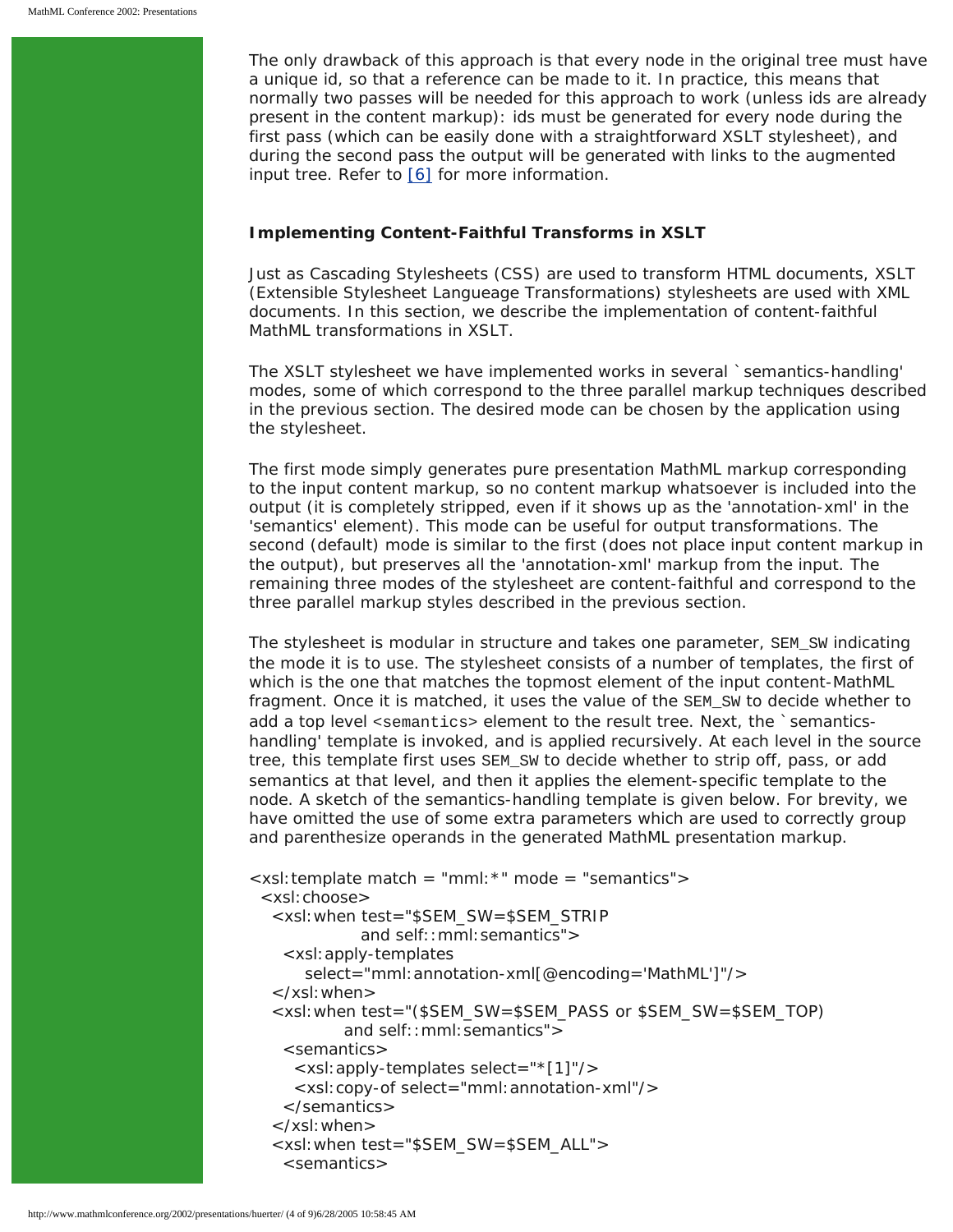The only drawback of this approach is that every node in the original tree must have a unique id, so that a reference can be made to it. In practice, this means that normally two passes will be needed for this approach to work (unless ids are already present in the content markup): ids must be generated for every node during the first pass (which can be easily done with a straightforward XSLT stylesheet), and during the second pass the output will be generated with links to the augmented input tree. Refer to [6] for more information.

#### Implementing Content-Faithful Transforms in XSLT

Just as Cascading Stylesheets (CSS) are used to transform HTML documents, XSLT (Extensible Stylesheet Langueage Transformations) stylesheets are used with XML documents. In this section, we describe the implementation of content-faithful MathML transformations in XSLT.

The XSLT stylesheet we have implemented works in several `semantics-handling' modes, some of which correspond to the three parallel markup techniques described in the previous section. The desired mode can be chosen by the application using the stylesheet.

The first mode simply generates pure presentation MathML markup corresponding to the input content markup, so no content markup whatsoever is included into the output (it is completely stripped, even if it shows up as the 'annotation-xml' in the 'semantics' element). This mode can be useful for output transformations. The second (default) mode is similar to the first (does not place input content markup in the output), but preserves all the 'annotation-xml' markup from the input. The remaining three modes of the stylesheet are content-faithful and correspond to the three parallel markup styles described in the previous section.

The stylesheet is modular in structure and takes one parameter, `SEM_SW` indicating the mode it is to use. The stylesheet consists of a number of templates, the first of which is the one that matches the topmost element of the input content-MathML fragment. Once it is matched, it uses the value of the `SEM_SW` to decide whether to add a top level `<semantics>` element to the result tree. Next, the `semantics-handling' template is invoked, and is applied recursively. At each level in the source tree, this template first uses `SEM_SW` to decide whether to strip off, pass, or add semantics at that level, and then it applies the element-specific template to the node. A sketch of the semantics-handling template is given below. For brevity, we have omitted the use of some extra parameters which are used to correctly group and parenthesize operands in the generated MathML presentation markup.

```
<xsl:template match = "mml:*" mode = "semantics">
  <xsl:choose>
    <xsl:when test="$SEM_SW=$SEM_STRIP
              and self::mml:semantics">
      <xsl:apply-templates
         select="mml:annotation-xml[@encoding='MathML']"/>
    </xsl:when>
    <xsl:when test="($SEM_SW=$SEM_PASS or $SEM_SW=$SEM_TOP)
             and self::mml:semantics">
      <semantics>
        <xsl:apply-templates select="*[1]"/>
        <xsl:copy-of select="mml:annotation-xml"/>
      </semantics>
    </xsl:when>
    <xsl:when test="$SEM_SW=$SEM_ALL">
      <semantics>
```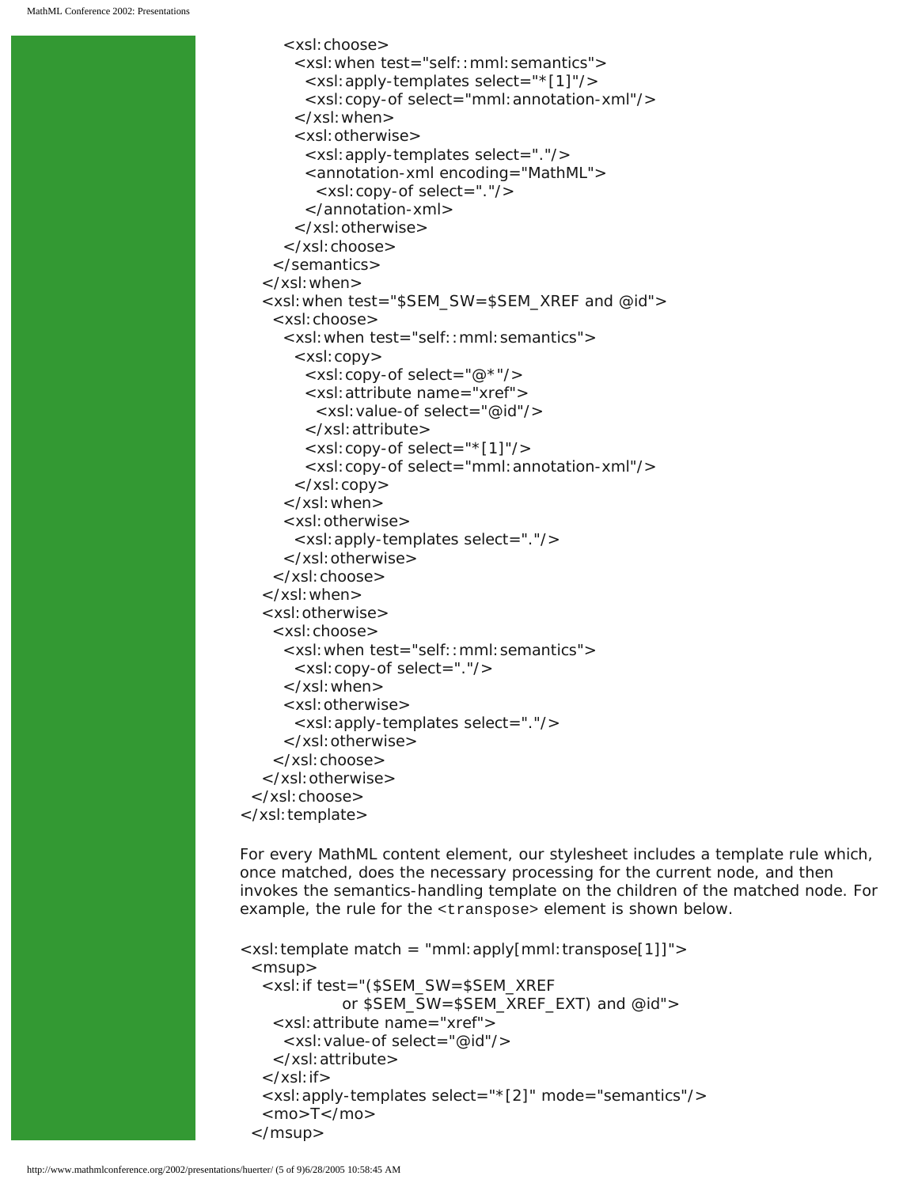```
      <xsl:choose>
        <xsl:when test="self::mml:semantics">
          <xsl:apply-templates select="*[1]"/>
          <xsl:copy-of select="mml:annotation-xml"/>
        </xsl:when>
        <xsl:otherwise>
          <xsl:apply-templates select="."/>
          <annotation-xml encoding="MathML">
            <xsl:copy-of select="."/>
          </annotation-xml>
        </xsl:otherwise>
      </xsl:choose>
    </semantics>
  </xsl:when>
  <xsl:when test="$SEM_SW=$SEM_XREF and @id">
    <xsl:choose>
      <xsl:when test="self::mml:semantics">
        <xsl:copy>
          <xsl:copy-of select="@*"/>
          <xsl:attribute name="xref">
            <xsl:value-of select="@id"/>
          </xsl:attribute>
          <xsl:copy-of select="*[1]"/>
          <xsl:copy-of select="mml:annotation-xml"/>
        </xsl:copy>
      </xsl:when>
      <xsl:otherwise>
        <xsl:apply-templates select="."/>
      </xsl:otherwise>
    </xsl:choose>
  </xsl:when>
  <xsl:otherwise>
    <xsl:choose>
      <xsl:when test="self::mml:semantics">
        <xsl:copy-of select="."/>
      </xsl:when>
      <xsl:otherwise>
        <xsl:apply-templates select="."/>
      </xsl:otherwise>
    </xsl:choose>
  </xsl:otherwise>
</xsl:choose>
</xsl:template>
```

For every MathML content element, our stylesheet includes a template rule which, once matched, does the necessary processing for the current node, and then invokes the semantics-handling template on the children of the matched node. For example, the rule for the `<transpose>` element is shown below.

```
<xsl:template match = "mml:apply[mml:transpose[1]]">
  <msup>
    <xsl:if test="($SEM_SW=$SEM_XREF
                or $SEM_SW=$SEM_XREF_EXT) and @id">
      <xsl:attribute name="xref">
        <xsl:value-of select="@id"/>
      </xsl:attribute>
    </xsl:if>
    <xsl:apply-templates select="*[2]" mode="semantics"/>
    <mo>T</mo>
  </msup>
```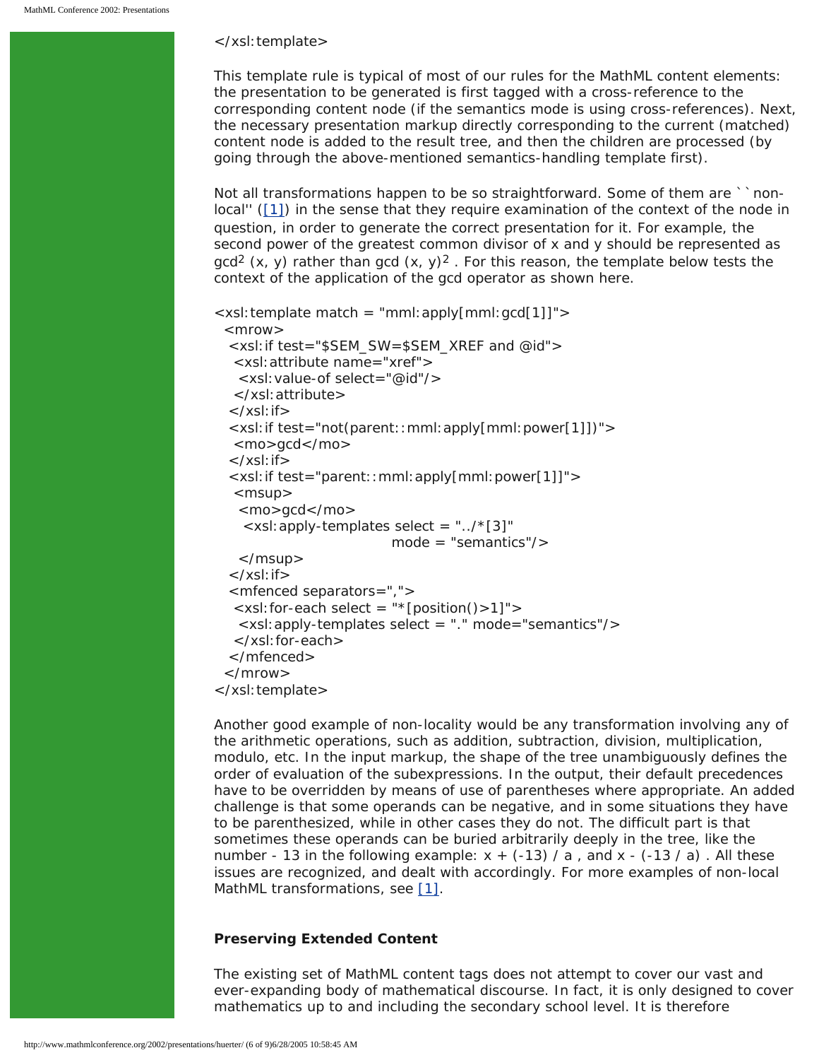```
</xsl:template>
```

This template rule is typical of most of our rules for the MathML content elements: the presentation to be generated is first tagged with a cross-reference to the corresponding content node (if the semantics mode is using cross-references). Next, the necessary presentation markup directly corresponding to the current (matched) content node is added to the result tree, and then the children are processed (by going through the above-mentioned semantics-handling template first).

Not all transformations happen to be so straightforward. Some of them are ``non-local'' ([1]) in the sense that they require examination of the context of the node in question, in order to generate the correct presentation for it. For example, the second power of the greatest common divisor of x and y should be represented as $\gcd^2 (x, y)$ rather than $\gcd (x, y)^2$ . For this reason, the template below tests the context of the application of the gcd operator as shown here.

```
<xsl:template match = "mml:apply[mml:gcd[1]]">
  <mrow>
   <xsl:if test="$SEM_SW=$SEM_XREF and @id">
    <xsl:attribute name="xref">
     <xsl:value-of select="@id"/>
    </xsl:attribute>
   </xsl:if>
   <xsl:if test="not(parent::mml:apply[mml:power[1]])">
    <mo>gcd</mo>
   </xsl:if>
   <xsl:if test="parent::mml:apply[mml:power[1]]">
    <msup>
     <mo>gcd</mo>
      <xsl:apply-templates select = "../*[3]"
                               mode = "semantics"/>
    </msup>
   </xsl:if>
   <mfenced separators=",">
    <xsl:for-each select = "*[position()>1]">
     <xsl:apply-templates select = "." mode="semantics"/>
    </xsl:for-each>
   </mfenced>
  </mrow>
</xsl:template>
```

Another good example of non-locality would be any transformation involving any of the arithmetic operations, such as addition, subtraction, division, multiplication, modulo, etc. In the input markup, the shape of the tree unambiguously defines the order of evaluation of the subexpressions. In the output, their default precedences have to be overridden by means of use of parentheses where appropriate. An added challenge is that some operands can be negative, and in some situations they have to be parenthesized, while in other cases they do not. The difficult part is that sometimes these operands can be buried arbitrarily deeply in the tree, like the number - 13 in the following example: $x + (-13) / a$ , and $x - (-13 / a)$ . All these issues are recognized, and dealt with accordingly. For more examples of non-local MathML transformations, see [1].

**Preserving Extended Content**

The existing set of MathML content tags does not attempt to cover our vast and ever-expanding body of mathematical discourse. In fact, it is only designed to cover mathematics up to and including the secondary school level. It is therefore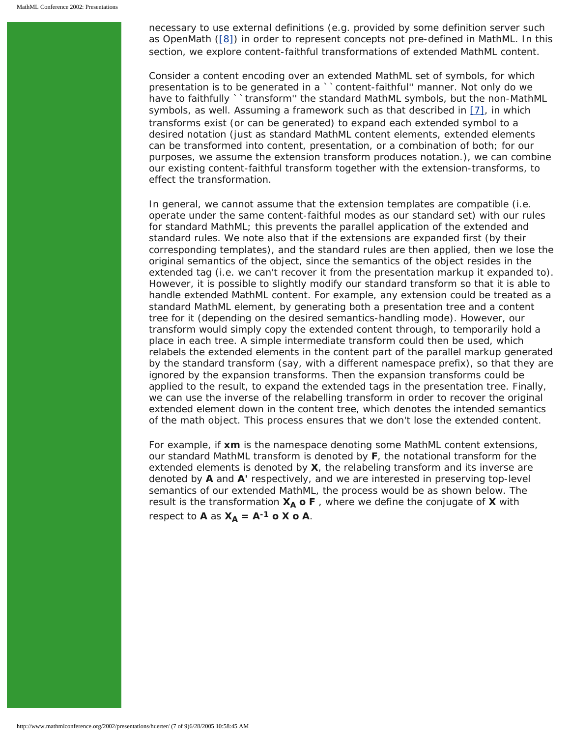necessary to use external definitions (e.g. provided by some definition server such as OpenMath ([8])) in order to represent concepts not pre-defined in MathML. In this section, we explore content-faithful transformations of extended MathML content.

Consider a content encoding over an extended MathML set of symbols, for which presentation is to be generated in a ``content-faithful'' manner. Not only do we have to faithfully ``transform'' the standard MathML symbols, but the non-MathML symbols, as well. Assuming a framework such as that described in [7], in which transforms exist (or can be generated) to expand each extended symbol to a desired notation (just as standard MathML content elements, extended elements can be transformed into content, presentation, or a combination of both; for our purposes, we assume the extension transform produces notation.), we can combine our existing content-faithful transform together with the extension-transforms, to effect the transformation.

In general, we cannot assume that the extension templates are compatible (i.e. operate under the same content-faithful modes as our standard set) with our rules for standard MathML; this prevents the parallel application of the extended and standard rules. We note also that if the extensions are expanded first (by their corresponding templates), and the standard rules are then applied, then we lose the original semantics of the object, since the semantics of the object resides in the extended tag (i.e. we can't recover it from the presentation markup it expanded to). However, it is possible to slightly modify our standard transform so that it is able to handle extended MathML content. For example, any extension could be treated as a standard MathML element, by generating both a presentation tree and a content tree for it (depending on the desired semantics-handling mode). However, our transform would simply copy the extended content through, to temporarily hold a place in each tree. A simple intermediate transform could then be used, which relabels the extended elements in the content part of the parallel markup generated by the standard transform (say, with a different namespace prefix), so that they are ignored by the expansion transforms. Then the expansion transforms could be applied to the result, to expand the extended tags in the presentation tree. Finally, we can use the inverse of the relabelling transform in order to recover the original extended element down in the content tree, which denotes the intended semantics of the math object. This process ensures that we don't lose the extended content.

For example, if **xm** is the namespace denoting some MathML content extensions, our standard MathML transform is denoted by **F**, the notational transform for the extended elements is denoted by **X**, the relabeling transform and its inverse are denoted by **A** and **A'** respectively, and we are interested in preserving top-level semantics of our extended MathML, the process would be as shown below. The result is the transformation $\mathbf{X_A \circ F}$ , where we define the conjugate of **X** with respect to **A** as $\mathbf{X_A = A^{-1} \circ X \circ A}$.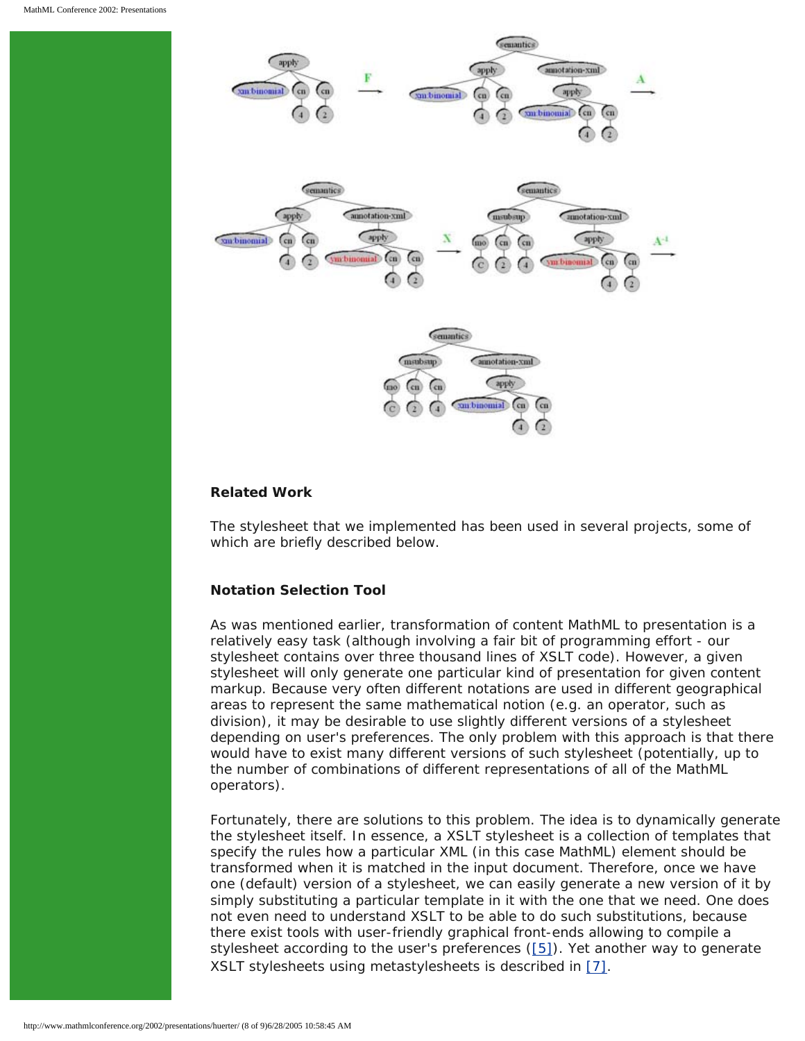### Related Work

The stylesheet that we implemented has been used in several projects, some of which are briefly described below.

### Notation Selection Tool

As was mentioned earlier, transformation of content MathML to presentation is a relatively easy task (although involving a fair bit of programming effort - our stylesheet contains over three thousand lines of XSLT code). However, a given stylesheet will only generate one particular kind of presentation for given content markup. Because very often different notations are used in different geographical areas to represent the same mathematical notion (e.g. an operator, such as division), it may be desirable to use slightly different versions of a stylesheet depending on user's preferences. The only problem with this approach is that there would have to exist many different versions of such stylesheet (potentially, up to the number of combinations of different representations of all of the MathML operators).

Fortunately, there are solutions to this problem. The idea is to dynamically generate the stylesheet itself. In essence, a XSLT stylesheet is a collection of templates that specify the rules how a particular XML (in this case MathML) element should be transformed when it is matched in the input document. Therefore, once we have one (default) version of a stylesheet, we can easily generate a new version of it by simply substituting a particular template in it with the one that we need. One does not even need to understand XSLT to be able to do such substitutions, because there exist tools with user-friendly graphical front-ends allowing to compile a stylesheet according to the user's preferences ([5]). Yet another way to generate XSLT stylesheets using metastylesheets is described in [7].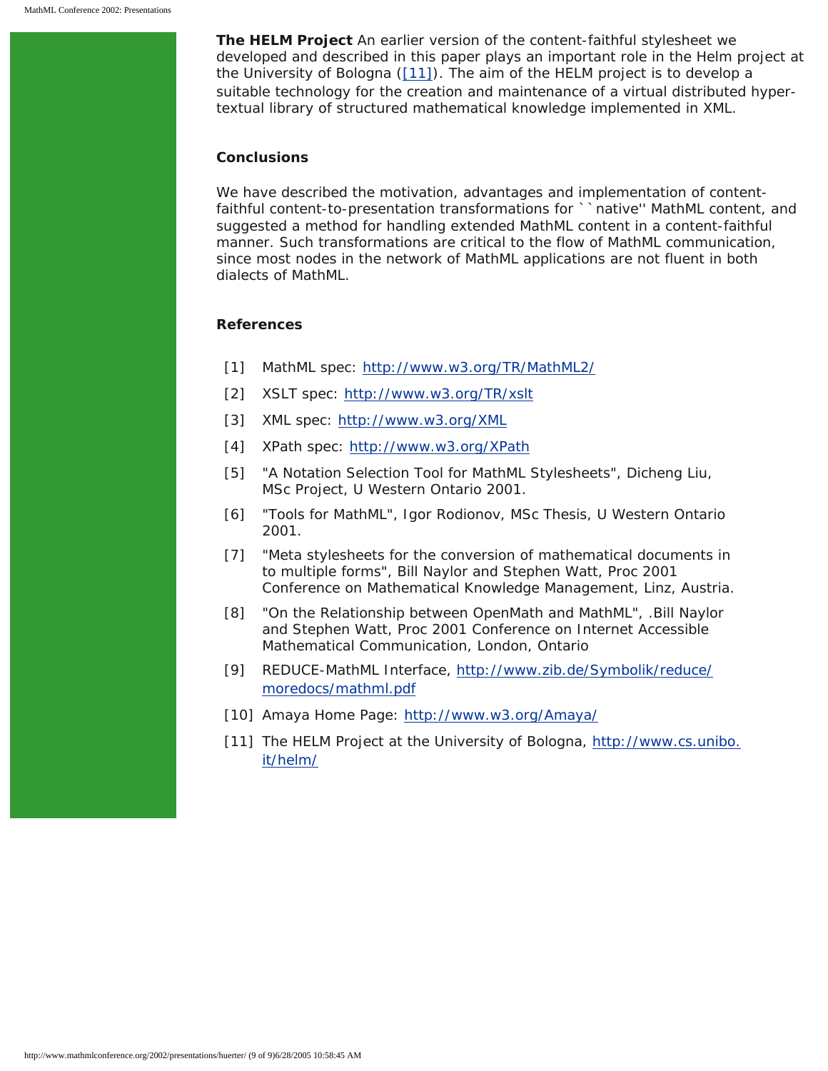**The HELM Project** An earlier version of the content-faithful stylesheet we developed and described in this paper plays an important role in the Helm project at the University of Bologna ([11]). The aim of the HELM project is to develop a suitable technology for the creation and maintenance of a virtual distributed hypertextual library of structured mathematical knowledge implemented in XML.

### Conclusions

We have described the motivation, advantages and implementation of content-faithful content-to-presentation transformations for ``native'' MathML content, and suggested a method for handling extended MathML content in a content-faithful manner. Such transformations are critical to the flow of MathML communication, since most nodes in the network of MathML applications are not fluent in both dialects of MathML.

### References

[1] MathML spec: http://www.w3.org/TR/MathML2/

[2] XSLT spec: http://www.w3.org/TR/xslt

[3] XML spec: http://www.w3.org/XML

[4] XPath spec: http://www.w3.org/XPath

[5] "A Notation Selection Tool for MathML Stylesheets", Dicheng Liu, MSc Project, U Western Ontario 2001.

[6] "Tools for MathML", Igor Rodionov, MSc Thesis, U Western Ontario 2001.

[7] "Meta stylesheets for the conversion of mathematical documents in to multiple forms", Bill Naylor and Stephen Watt, Proc 2001 Conference on Mathematical Knowledge Management, Linz, Austria.

[8] "On the Relationship between OpenMath and MathML", .Bill Naylor and Stephen Watt, Proc 2001 Conference on Internet Accessible Mathematical Communication, London, Ontario

[9] REDUCE-MathML Interface, http://www.zib.de/Symbolik/reduce/moredocs/mathml.pdf

[10] Amaya Home Page: http://www.w3.org/Amaya/

[11] The HELM Project at the University of Bologna, http://www.cs.unibo.it/helm/